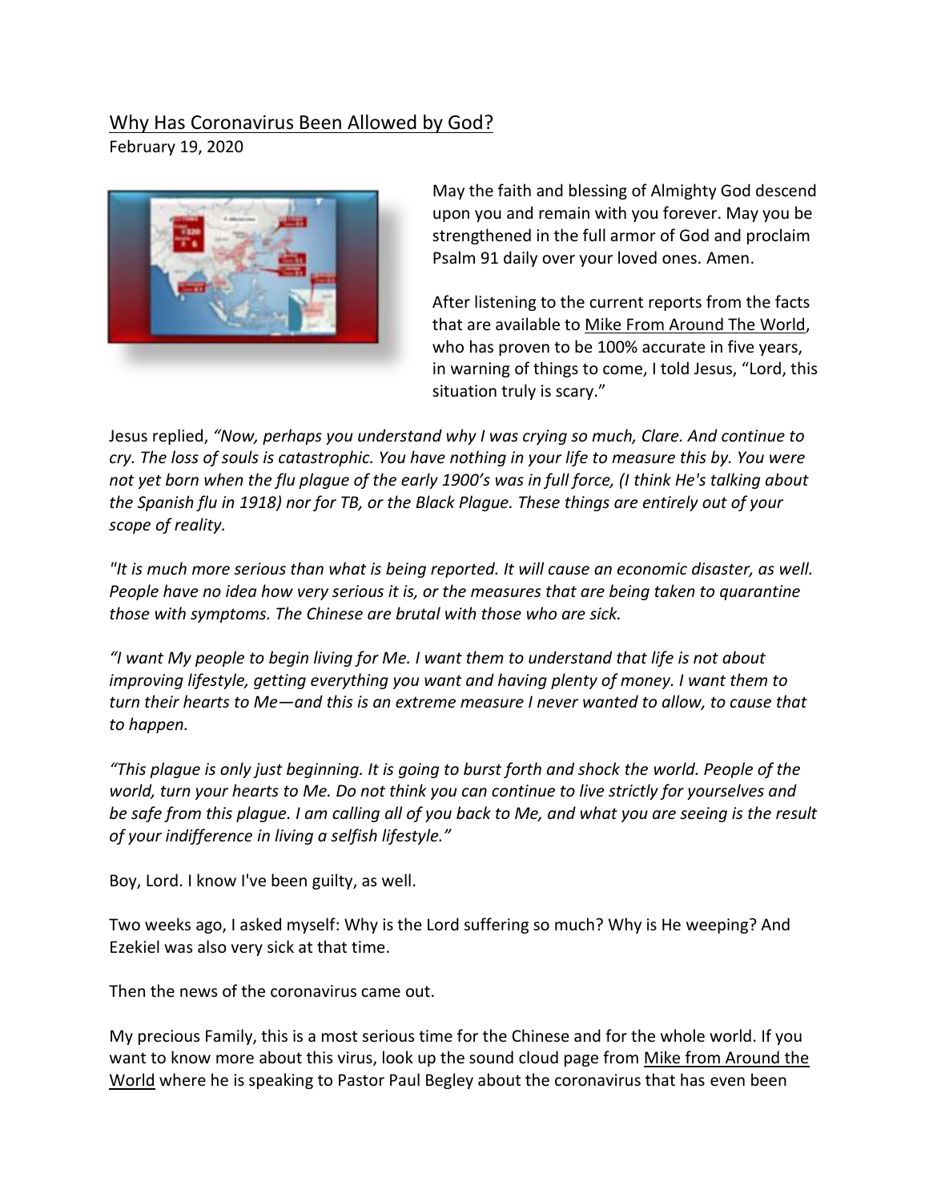# Why Has Coronavirus Been Allowed by God?

February 19, 2020

May the faith and blessing of Almighty God descend upon you and remain with you forever. May you be strengthened in the full armor of God and proclaim Psalm 91 daily over your loved ones. Amen.

After listening to the current reports from the facts that are available to Mike From Around The World, who has proven to be 100% accurate in five years, in warning of things to come, I told Jesus, "Lord, this situation truly is scary."

Jesus replied, *"Now, perhaps you understand why I was crying so much, Clare. And continue to cry. The loss of souls is catastrophic. You have nothing in your life to measure this by. You were not yet born when the flu plague of the early 1900's was in full force, (I think He's talking about the Spanish flu in 1918) nor for TB, or the Black Plague. These things are entirely out of your scope of reality.*

*"It is much more serious than what is being reported. It will cause an economic disaster, as well. People have no idea how very serious it is, or the measures that are being taken to quarantine those with symptoms. The Chinese are brutal with those who are sick.*

*"I want My people to begin living for Me. I want them to understand that life is not about improving lifestyle, getting everything you want and having plenty of money. I want them to turn their hearts to Me—and this is an extreme measure I never wanted to allow, to cause that to happen.*

*"This plague is only just beginning. It is going to burst forth and shock the world. People of the world, turn your hearts to Me. Do not think you can continue to live strictly for yourselves and be safe from this plague. I am calling all of you back to Me, and what you are seeing is the result of your indifference in living a selfish lifestyle."*

Boy, Lord. I know I've been guilty, as well.

Two weeks ago, I asked myself: Why is the Lord suffering so much? Why is He weeping? And Ezekiel was also very sick at that time.

Then the news of the coronavirus came out.

My precious Family, this is a most serious time for the Chinese and for the whole world. If you want to know more about this virus, look up the sound cloud page from Mike from Around the World where he is speaking to Pastor Paul Begley about the coronavirus that has even been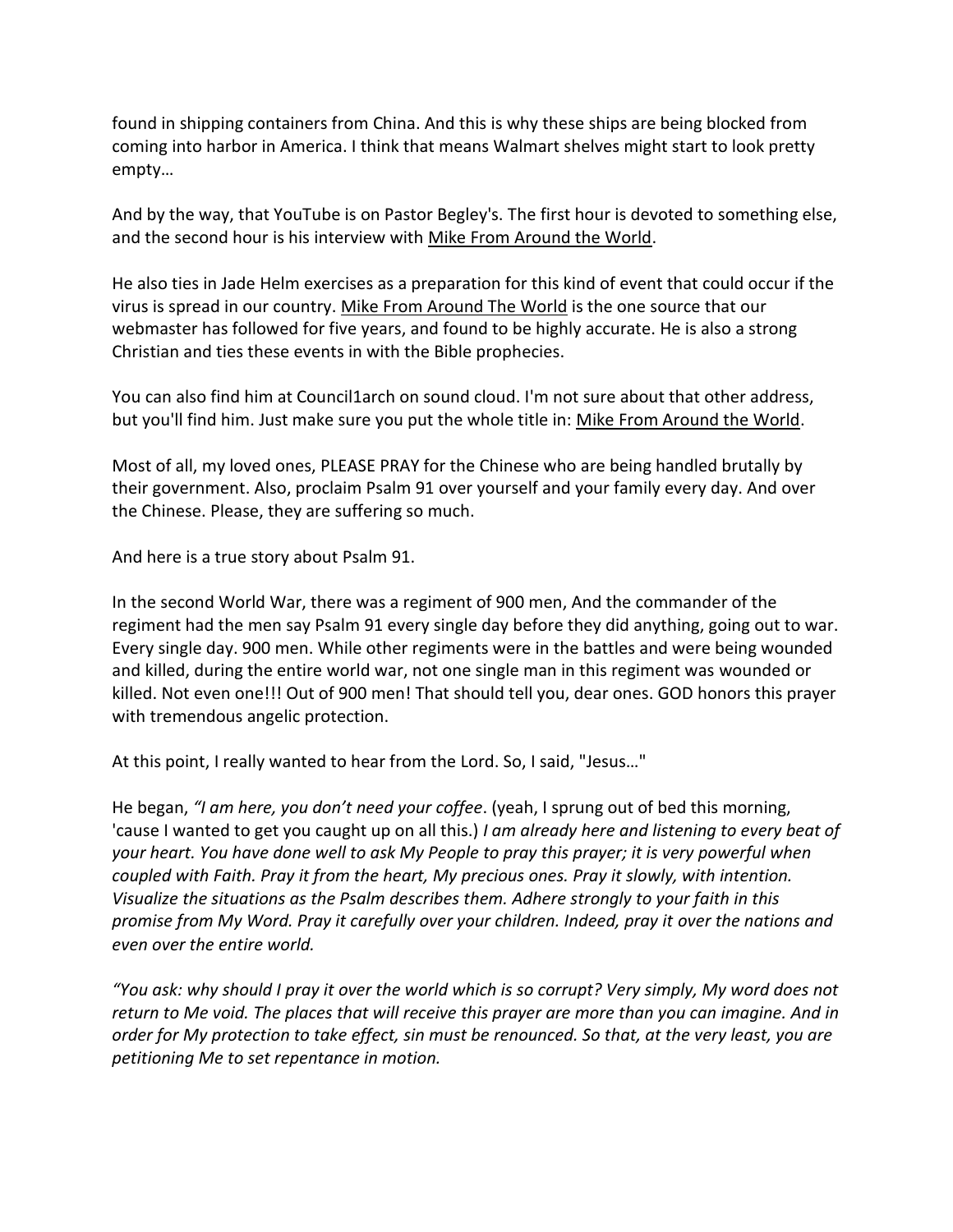found in shipping containers from China. And this is why these ships are being blocked from coming into harbor in America. I think that means Walmart shelves might start to look pretty empty…

And by the way, that YouTube is on Pastor Begley's. The first hour is devoted to something else, and the second hour is his interview with Mike From Around the World.

He also ties in Jade Helm exercises as a preparation for this kind of event that could occur if the virus is spread in our country. Mike From Around The World is the one source that our webmaster has followed for five years, and found to be highly accurate. He is also a strong Christian and ties these events in with the Bible prophecies.

You can also find him at Council1arch on sound cloud. I'm not sure about that other address, but you'll find him. Just make sure you put the whole title in: Mike From Around the World.

Most of all, my loved ones, PLEASE PRAY for the Chinese who are being handled brutally by their government. Also, proclaim Psalm 91 over yourself and your family every day. And over the Chinese. Please, they are suffering so much.

And here is a true story about Psalm 91.

In the second World War, there was a regiment of 900 men, And the commander of the regiment had the men say Psalm 91 every single day before they did anything, going out to war. Every single day. 900 men. While other regiments were in the battles and were being wounded and killed, during the entire world war, not one single man in this regiment was wounded or killed. Not even one!!! Out of 900 men! That should tell you, dear ones. GOD honors this prayer with tremendous angelic protection.

At this point, I really wanted to hear from the Lord. So, I said, "Jesus…"

He began, *"I am here, you don't need your coffee*. (yeah, I sprung out of bed this morning, 'cause I wanted to get you caught up on all this.) *I am already here and listening to every beat of your heart. You have done well to ask My People to pray this prayer; it is very powerful when coupled with Faith. Pray it from the heart, My precious ones. Pray it slowly, with intention. Visualize the situations as the Psalm describes them. Adhere strongly to your faith in this promise from My Word. Pray it carefully over your children. Indeed, pray it over the nations and even over the entire world.*

*"You ask: why should I pray it over the world which is so corrupt? Very simply, My word does not return to Me void. The places that will receive this prayer are more than you can imagine. And in order for My protection to take effect, sin must be renounced. So that, at the very least, you are petitioning Me to set repentance in motion.*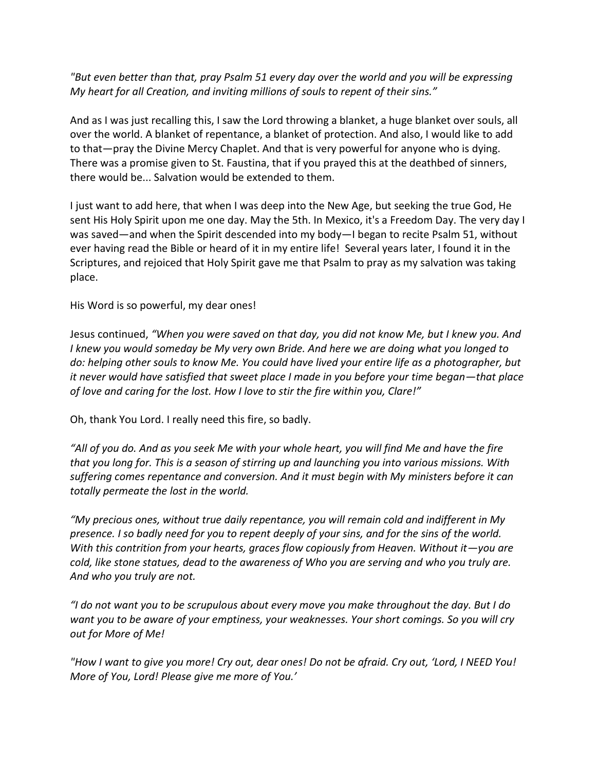*"But even better than that, pray Psalm 51 every day over the world and you will be expressing My heart for all Creation, and inviting millions of souls to repent of their sins."*

And as I was just recalling this, I saw the Lord throwing a blanket, a huge blanket over souls, all over the world. A blanket of repentance, a blanket of protection. And also, I would like to add to that—pray the Divine Mercy Chaplet. And that is very powerful for anyone who is dying. There was a promise given to St. Faustina, that if you prayed this at the deathbed of sinners, there would be... Salvation would be extended to them.

I just want to add here, that when I was deep into the New Age, but seeking the true God, He sent His Holy Spirit upon me one day. May the 5th. In Mexico, it's a Freedom Day. The very day I was saved—and when the Spirit descended into my body—I began to recite Psalm 51, without ever having read the Bible or heard of it in my entire life! Several years later, I found it in the Scriptures, and rejoiced that Holy Spirit gave me that Psalm to pray as my salvation was taking place.

His Word is so powerful, my dear ones!

Jesus continued, *"When you were saved on that day, you did not know Me, but I knew you. And I knew you would someday be My very own Bride. And here we are doing what you longed to do: helping other souls to know Me. You could have lived your entire life as a photographer, but it never would have satisfied that sweet place I made in you before your time began—that place of love and caring for the lost. How I love to stir the fire within you, Clare!"*

Oh, thank You Lord. I really need this fire, so badly.

*"All of you do. And as you seek Me with your whole heart, you will find Me and have the fire that you long for. This is a season of stirring up and launching you into various missions. With suffering comes repentance and conversion. And it must begin with My ministers before it can totally permeate the lost in the world.*

*"My precious ones, without true daily repentance, you will remain cold and indifferent in My presence. I so badly need for you to repent deeply of your sins, and for the sins of the world. With this contrition from your hearts, graces flow copiously from Heaven. Without it—you are cold, like stone statues, dead to the awareness of Who you are serving and who you truly are. And who you truly are not.*

*"I do not want you to be scrupulous about every move you make throughout the day. But I do want you to be aware of your emptiness, your weaknesses. Your short comings. So you will cry out for More of Me!*

*"How I want to give you more! Cry out, dear ones! Do not be afraid. Cry out, 'Lord, I NEED You! More of You, Lord! Please give me more of You.'*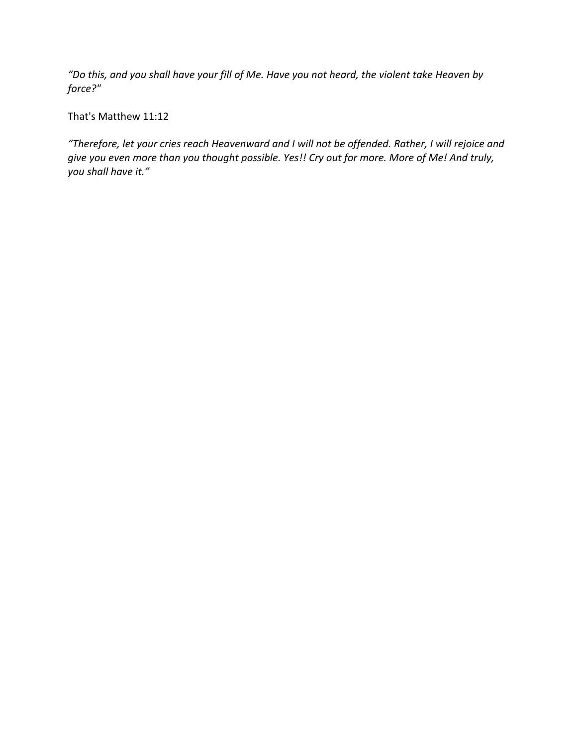*“Do this, and you shall have your fill of Me. Have you not heard, the violent take Heaven by force?"*

That's Matthew 11:12

*“Therefore, let your cries reach Heavenward and I will not be offended. Rather, I will rejoice and give you even more than you thought possible. Yes!! Cry out for more. More of Me! And truly, you shall have it.”*